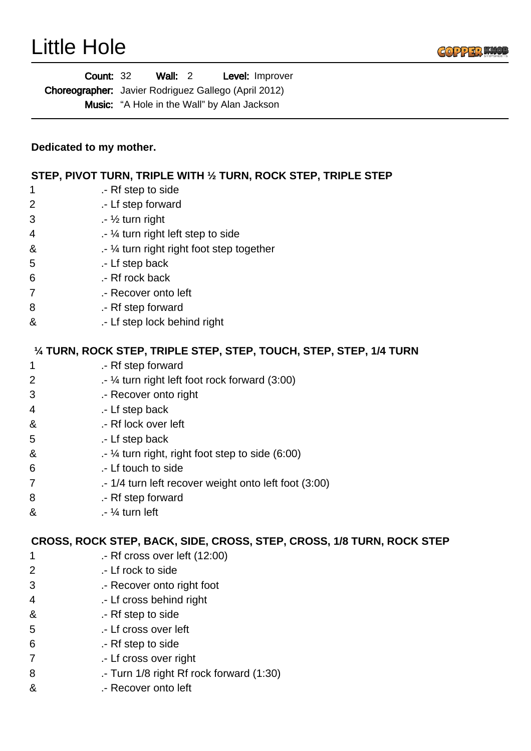# Little Hole

**Count:** 32 **Wall:** 2 **Level:** Improver
**Choreographer:** Javier Rodriguez Gallego (April 2012)
**Music:** “A Hole in the Wall” by Alan Jackson

**Dedicated to my mother.**

**STEP, PIVOT TURN, TRIPLE WITH ½ TURN, ROCK STEP, TRIPLE STEP**

| | |
|---|---|
| 1 | .- Rf step to side |
| 2 | .- Lf step forward |
| 3 | .- ½ turn right |
| 4 | .- ¼ turn right left step to side |
| & | .- ¼ turn right right foot step together |
| 5 | .- Lf step back |
| 6 | .- Rf rock back |
| 7 | .- Recover onto left |
| 8 | .- Rf step forward |
| & | .- Lf step lock behind right |

**¼ TURN, ROCK STEP, TRIPLE STEP, STEP, TOUCH, STEP, STEP, 1/4 TURN**

| | |
|---|---|
| 1 | .- Rf step forward |
| 2 | .- ¼ turn right left foot rock forward (3:00) |
| 3 | .- Recover onto right |
| 4 | .- Lf step back |
| & | .- Rf lock over left |
| 5 | .- Lf step back |
| & | .- ¼ turn right, right foot step to side (6:00) |
| 6 | .- Lf touch to side |
| 7 | .- 1/4 turn left recover weight onto left foot (3:00) |
| 8 | .- Rf step forward |
| & | .- ¼ turn left |

**CROSS, ROCK STEP, BACK, SIDE, CROSS, STEP, CROSS, 1/8 TURN, ROCK STEP**

| | |
|---|---|
| 1 | .- Rf cross over left (12:00) |
| 2 | .- Lf rock to side |
| 3 | .- Recover onto right foot |
| 4 | .- Lf cross behind right |
| & | .- Rf step to side |
| 5 | .- Lf cross over left |
| 6 | .- Rf step to side |
| 7 | .- Lf cross over right |
| 8 | .- Turn 1/8 right Rf rock forward (1:30) |
| & | .- Recover onto left |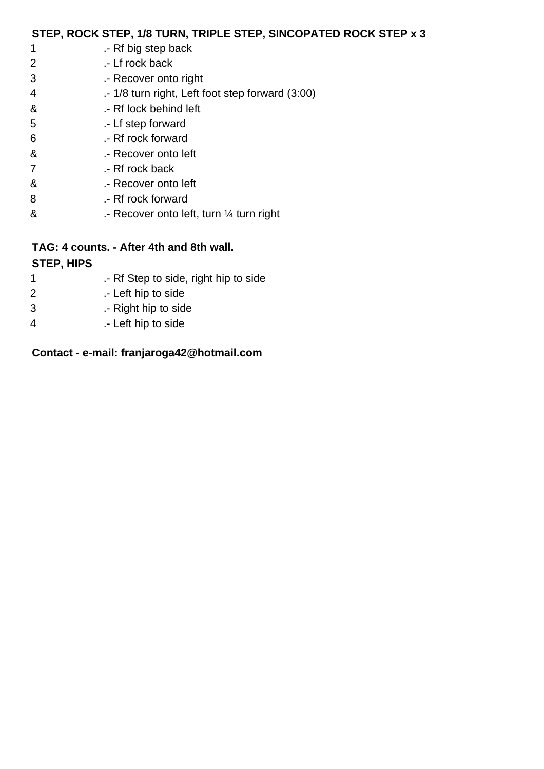**STEP, ROCK STEP, 1/8 TURN, TRIPLE STEP, SINCOPATED ROCK STEP x 3**

| | |
|---|---|
| 1 | .- Rf big step back |
| 2 | .- Lf rock back |
| 3 | .- Recover onto right |
| 4 | .- 1/8 turn right, Left foot step forward (3:00) |
| & | .- Rf lock behind left |
| 5 | .- Lf step forward |
| 6 | .- Rf rock forward |
| & | .- Recover onto left |
| 7 | .- Rf rock back |
| & | .- Recover onto left |
| 8 | .- Rf rock forward |
| & | .- Recover onto left, turn ¼ turn right |

**TAG: 4 counts. - After 4th and 8th wall.**

**STEP, HIPS**

| | |
|---|---|
| 1 | .- Rf Step to side, right hip to side |
| 2 | .- Left hip to side |
| 3 | .- Right hip to side |
| 4 | .- Left hip to side |

**Contact - e-mail: franjaroga42@hotmail.com**